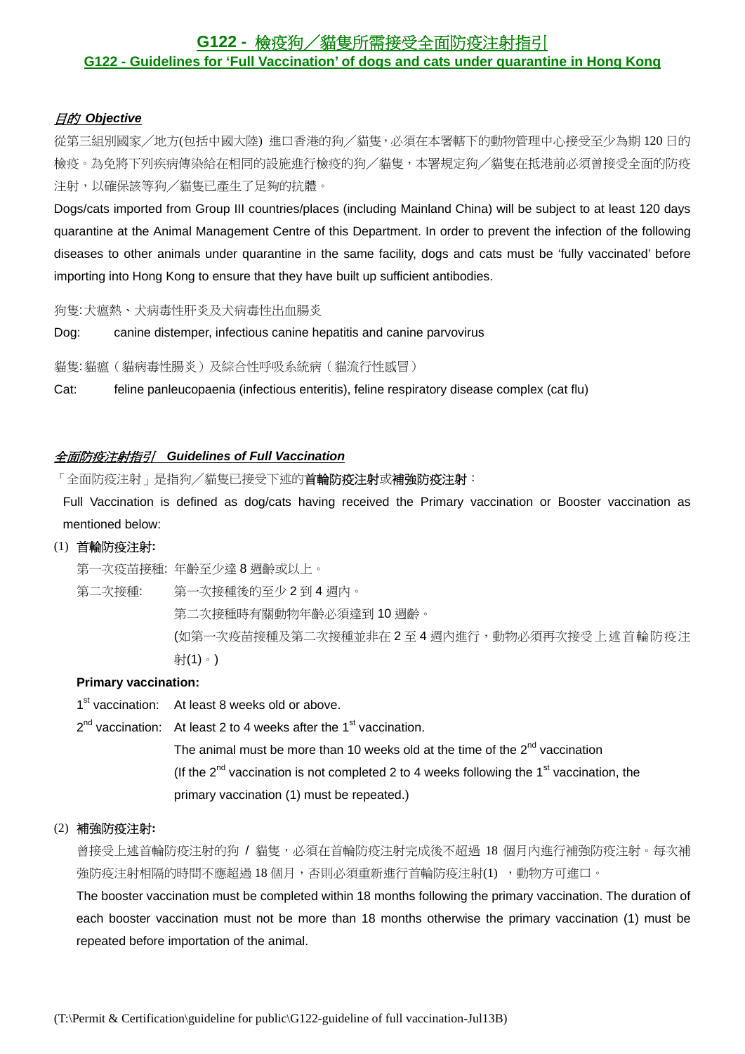# G122 - 檢疫狗／貓隻所需接受全面防疫注射指引

## G122 - Guidelines for 'Full Vaccination' of dogs and cats under quarantine in Hong Kong

### *目的 Objective*

從第三組別國家／地方(包括中國大陸) 進口香港的狗／貓隻，必須在本署轄下的動物管理中心接受至少為期 120 日的檢疫。為免將下列疾病傳染給在相同的設施進行檢疫的狗／貓隻，本署規定狗／貓隻在抵港前必須曾接受全面的防疫注射，以確保該等狗／貓隻已產生了足夠的抗體。

Dogs/cats imported from Group III countries/places (including Mainland China) will be subject to at least 120 days quarantine at the Animal Management Centre of this Department. In order to prevent the infection of the following diseases to other animals under quarantine in the same facility, dogs and cats must be 'fully vaccinated' before importing into Hong Kong to ensure that they have built up sufficient antibodies.

狗隻: 犬瘟熱、犬病毒性肝炎及犬病毒性出血腸炎

Dog: canine distemper, infectious canine hepatitis and canine parvovirus

貓隻: 貓瘟（貓病毒性腸炎）及綜合性呼吸系統病（貓流行性感冒）

Cat: feline panleucopaenia (infectious enteritis), feline respiratory disease complex (cat flu)

### *全面防疫注射指引 Guidelines of Full Vaccination*

「全面防疫注射」是指狗／貓隻已接受下述的**首輪防疫注射**或**補強防疫注射**：

Full Vaccination is defined as dog/cats having received the Primary vaccination or Booster vaccination as mentioned below:

(1) **首輪防疫注射:**

第一次疫苗接種: 年齡至少達 8 週齡或以上。

第二次接種: 第一次接種後的至少 2 到 4 週內。

第二次接種時有關動物年齡必須達到 10 週齡。

(如第一次疫苗接種及第二次接種並非在 2 至 4 週內進行，動物必須再次接受上述首輪防疫注射(1)。)

**Primary vaccination:**

1st vaccination: At least 8 weeks old or above.

2nd vaccination: At least 2 to 4 weeks after the 1st vaccination.

The animal must be more than 10 weeks old at the time of the 2nd vaccination

(If the 2nd vaccination is not completed 2 to 4 weeks following the 1st vaccination, the primary vaccination (1) must be repeated.)

(2) **補強防疫注射:**

曾接受上述首輪防疫注射的狗 / 貓隻，必須在首輪防疫注射完成後不超過 18 個月內進行補強防疫注射。每次補強防疫注射相隔的時間不應超過 18 個月，否則必須重新進行首輪防疫注射(1) ，動物方可進口。

The booster vaccination must be completed within 18 months following the primary vaccination. The duration of each booster vaccination must not be more than 18 months otherwise the primary vaccination (1) must be repeated before importation of the animal.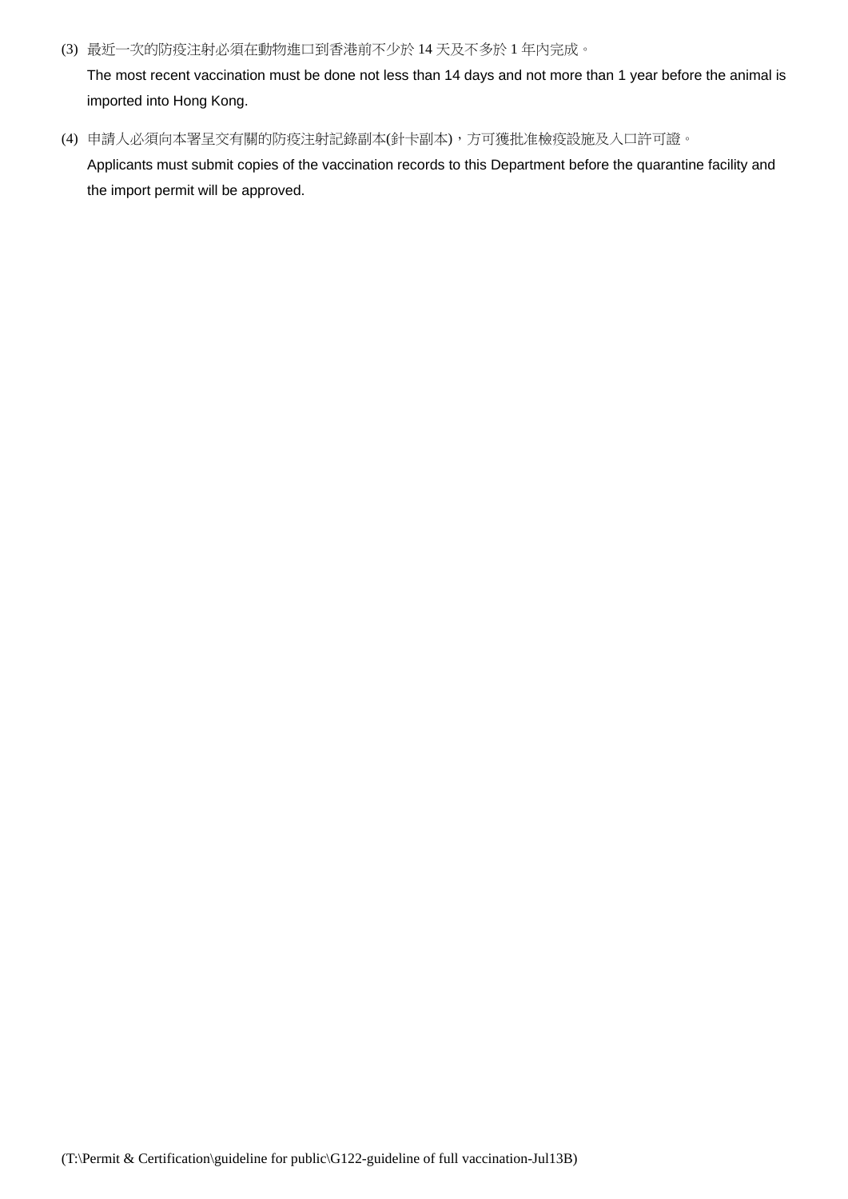(3) 最近一次的防疫注射必須在動物進口到香港前不少於 14 天及不多於 1 年內完成。

The most recent vaccination must be done not less than 14 days and not more than 1 year before the animal is imported into Hong Kong.

(4) 申請人必須向本署呈交有關的防疫注射記錄副本(針卡副本)，方可獲批准檢疫設施及入口許可證。

Applicants must submit copies of the vaccination records to this Department before the quarantine facility and the import permit will be approved.

(T:\Permit & Certification\guideline for public\G122-guideline of full vaccination-Jul13B)